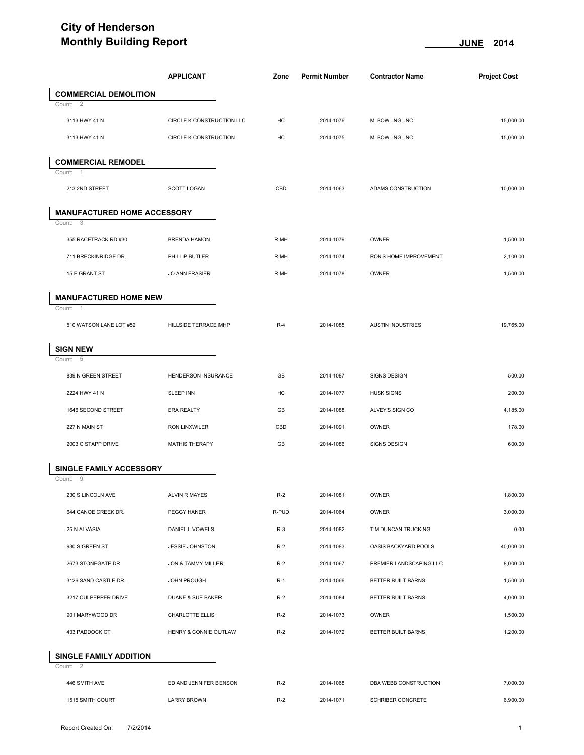# City of Henderson
# Monthly Building Report

**JUNE 2014**

| | APPLICANT | Zone | Permit Number | Contractor Name | Project Cost |
|---|---|---|---|---|---|
| **COMMERCIAL DEMOLITION** | | | | | |
| Count: 2 | | | | | |
| 3113 HWY 41 N | CIRCLE K CONSTRUCTION LLC | HC | 2014-1076 | M. BOWLING, INC. | 15,000.00 |
| 3113 HWY 41 N | CIRCLE K CONSTRUCTION | HC | 2014-1075 | M. BOWLING, INC. | 15,000.00 |
| **COMMERCIAL REMODEL** | | | | | |
| Count: 1 | | | | | |
| 213 2ND STREET | SCOTT LOGAN | CBD | 2014-1063 | ADAMS CONSTRUCTION | 10,000.00 |
| **MANUFACTURED HOME ACCESSORY** | | | | | |
| Count: 3 | | | | | |
| 355 RACETRACK RD #30 | BRENDA HAMON | R-MH | 2014-1079 | OWNER | 1,500.00 |
| 711 BRECKINRIDGE DR. | PHILLIP BUTLER | R-MH | 2014-1074 | RON'S HOME IMPROVEMENT | 2,100.00 |
| 15 E GRANT ST | JO ANN FRASIER | R-MH | 2014-1078 | OWNER | 1,500.00 |
| **MANUFACTURED HOME NEW** | | | | | |
| Count: 1 | | | | | |
| 510 WATSON LANE LOT #52 | HILLSIDE TERRACE MHP | R-4 | 2014-1085 | AUSTIN INDUSTRIES | 19,765.00 |
| **SIGN NEW** | | | | | |
| Count: 5 | | | | | |
| 839 N GREEN STREET | HENDERSON INSURANCE | GB | 2014-1087 | SIGNS DESIGN | 500.00 |
| 2224 HWY 41 N | SLEEP INN | HC | 2014-1077 | HUSK SIGNS | 200.00 |
| 1646 SECOND STREET | ERA REALTY | GB | 2014-1088 | ALVEY'S SIGN CO | 4,185.00 |
| 227 N MAIN ST | RON LINXWILER | CBD | 2014-1091 | OWNER | 178.00 |
| 2003 C STAPP DRIVE | MATHIS THERAPY | GB | 2014-1086 | SIGNS DESIGN | 600.00 |
| **SINGLE FAMILY ACCESSORY** | | | | | |
| Count: 9 | | | | | |
| 230 S LINCOLN AVE | ALVIN R MAYES | R-2 | 2014-1081 | OWNER | 1,800.00 |
| 644 CANOE CREEK DR. | PEGGY HANER | R-PUD | 2014-1064 | OWNER | 3,000.00 |
| 25 N ALVASIA | DANIEL L VOWELS | R-3 | 2014-1082 | TIM DUNCAN TRUCKING | 0.00 |
| 930 S GREEN ST | JESSIE JOHNSTON | R-2 | 2014-1083 | OASIS BACKYARD POOLS | 40,000.00 |
| 2673 STONEGATE DR | JON & TAMMY MILLER | R-2 | 2014-1067 | PREMIER LANDSCAPING LLC | 8,000.00 |
| 3126 SAND CASTLE DR. | JOHN PROUGH | R-1 | 2014-1066 | BETTER BUILT BARNS | 1,500.00 |
| 3217 CULPEPPER DRIVE | DUANE & SUE BAKER | R-2 | 2014-1084 | BETTER BUILT BARNS | 4,000.00 |
| 901 MARYWOOD DR | CHARLOTTE ELLIS | R-2 | 2014-1073 | OWNER | 1,500.00 |
| 433 PADDOCK CT | HENRY & CONNIE OUTLAW | R-2 | 2014-1072 | BETTER BUILT BARNS | 1,200.00 |
| **SINGLE FAMILY ADDITION** | | | | | |
| Count: 2 | | | | | |
| 446 SMITH AVE | ED AND JENNIFER BENSON | R-2 | 2014-1068 | DBA WEBB CONSTRUCTION | 7,000.00 |
| 1515 SMITH COURT | LARRY BROWN | R-2 | 2014-1071 | SCHRIBER CONCRETE | 6,900.00 |

Report Created On: 7/2/2014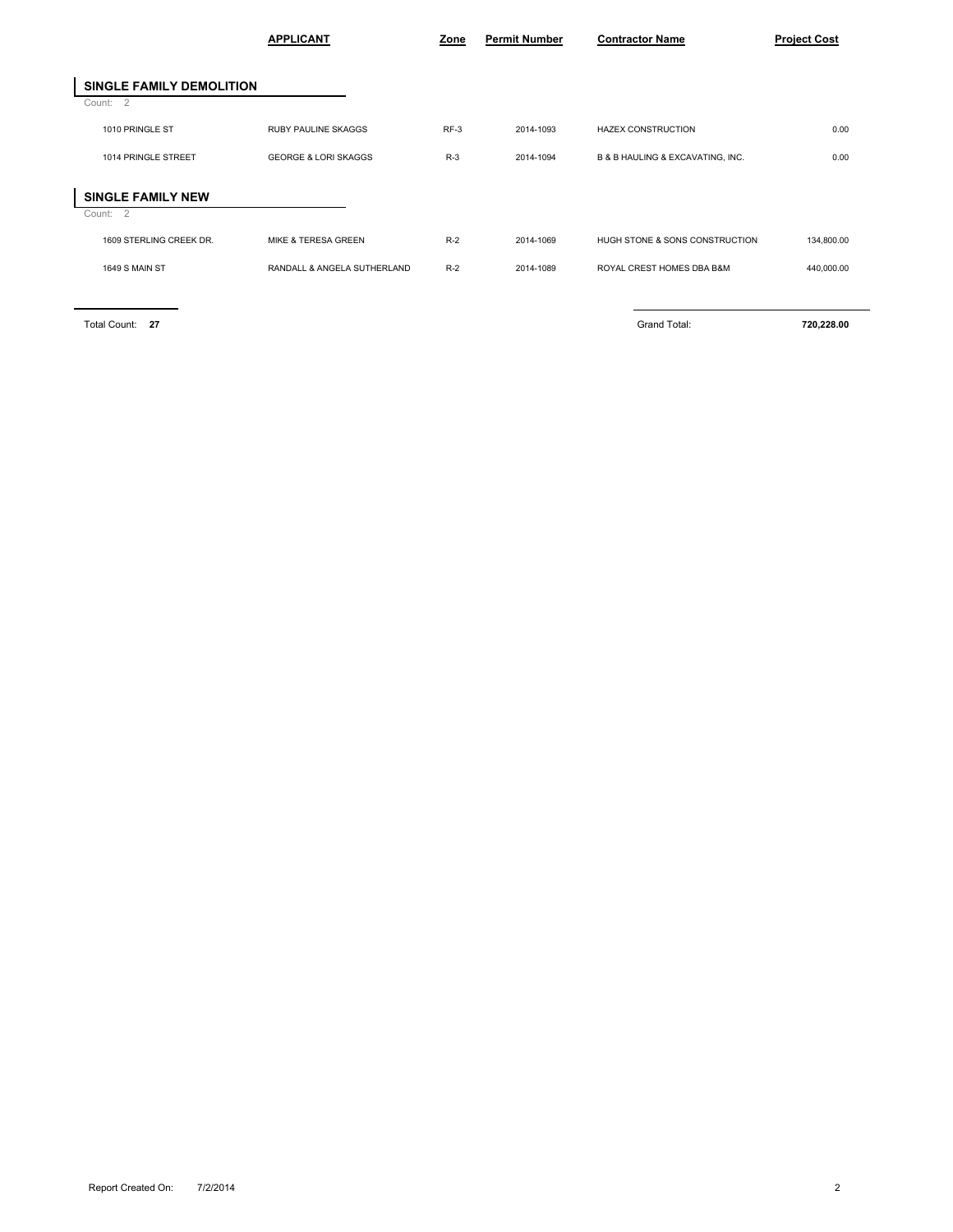| | APPLICANT | Zone | Permit Number | Contractor Name | Project Cost |
|---|---|---|---|---|---|
| **SINGLE FAMILY DEMOLITION** | | | | | |
| Count: 2 | | | | | |
| 1010 PRINGLE ST | RUBY PAULINE SKAGGS | RF-3 | 2014-1093 | HAZEX CONSTRUCTION | 0.00 |
| 1014 PRINGLE STREET | GEORGE & LORI SKAGGS | R-3 | 2014-1094 | B & B HAULING & EXCAVATING, INC. | 0.00 |
| **SINGLE FAMILY NEW** | | | | | |
| Count: 2 | | | | | |
| 1609 STERLING CREEK DR. | MIKE & TERESA GREEN | R-2 | 2014-1069 | HUGH STONE & SONS CONSTRUCTION | 134,800.00 |
| 1649 S MAIN ST | RANDALL & ANGELA SUTHERLAND | R-2 | 2014-1089 | ROYAL CREST HOMES DBA B&M | 440,000.00 |

Total Count: **27**

Grand Total: **720,228.00**

Report Created On: 7/2/2014